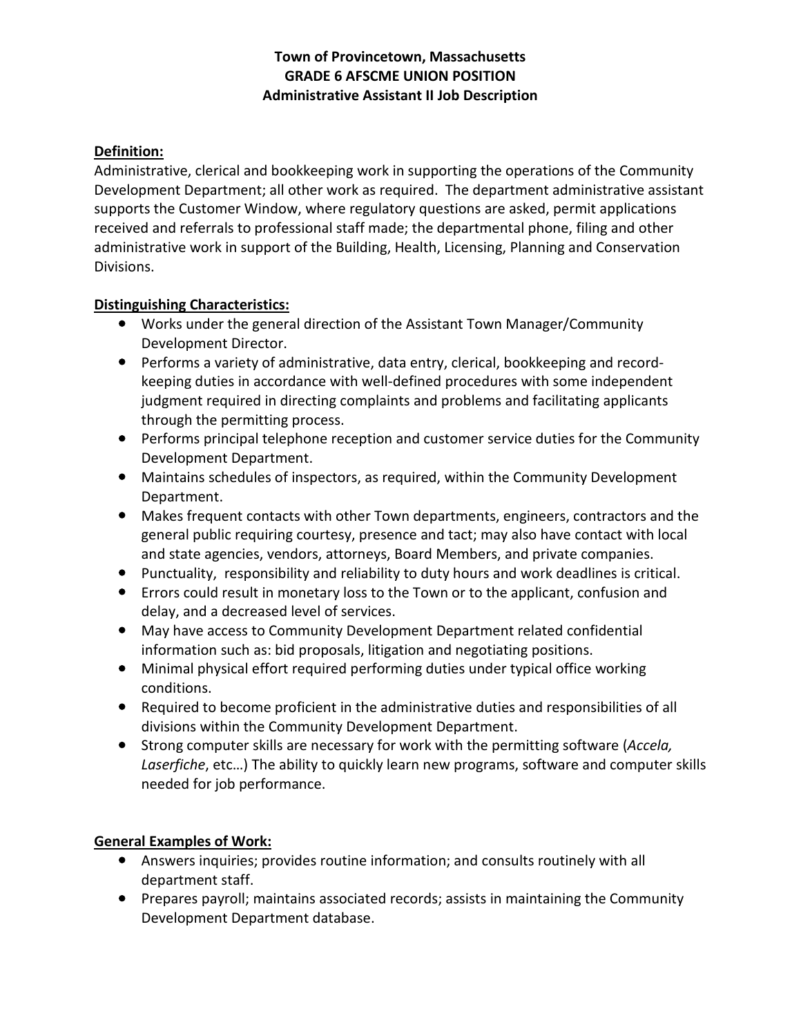**Town of Provincetown, Massachusetts**
**GRADE 6 AFSCME UNION POSITION**
**Administrative Assistant II Job Description**

## Definition:

Administrative, clerical and bookkeeping work in supporting the operations of the Community Development Department; all other work as required. The department administrative assistant supports the Customer Window, where regulatory questions are asked, permit applications received and referrals to professional staff made; the departmental phone, filing and other administrative work in support of the Building, Health, Licensing, Planning and Conservation Divisions.

## Distinguishing Characteristics:

- Works under the general direction of the Assistant Town Manager/Community Development Director.
- Performs a variety of administrative, data entry, clerical, bookkeeping and record-keeping duties in accordance with well-defined procedures with some independent judgment required in directing complaints and problems and facilitating applicants through the permitting process.
- Performs principal telephone reception and customer service duties for the Community Development Department.
- Maintains schedules of inspectors, as required, within the Community Development Department.
- Makes frequent contacts with other Town departments, engineers, contractors and the general public requiring courtesy, presence and tact; may also have contact with local and state agencies, vendors, attorneys, Board Members, and private companies.
- Punctuality, responsibility and reliability to duty hours and work deadlines is critical.
- Errors could result in monetary loss to the Town or to the applicant, confusion and delay, and a decreased level of services.
- May have access to Community Development Department related confidential information such as: bid proposals, litigation and negotiating positions.
- Minimal physical effort required performing duties under typical office working conditions.
- Required to become proficient in the administrative duties and responsibilities of all divisions within the Community Development Department.
- Strong computer skills are necessary for work with the permitting software (*Accela, Laserfiche*, etc…) The ability to quickly learn new programs, software and computer skills needed for job performance.

## General Examples of Work:

- Answers inquiries; provides routine information; and consults routinely with all department staff.
- Prepares payroll; maintains associated records; assists in maintaining the Community Development Department database.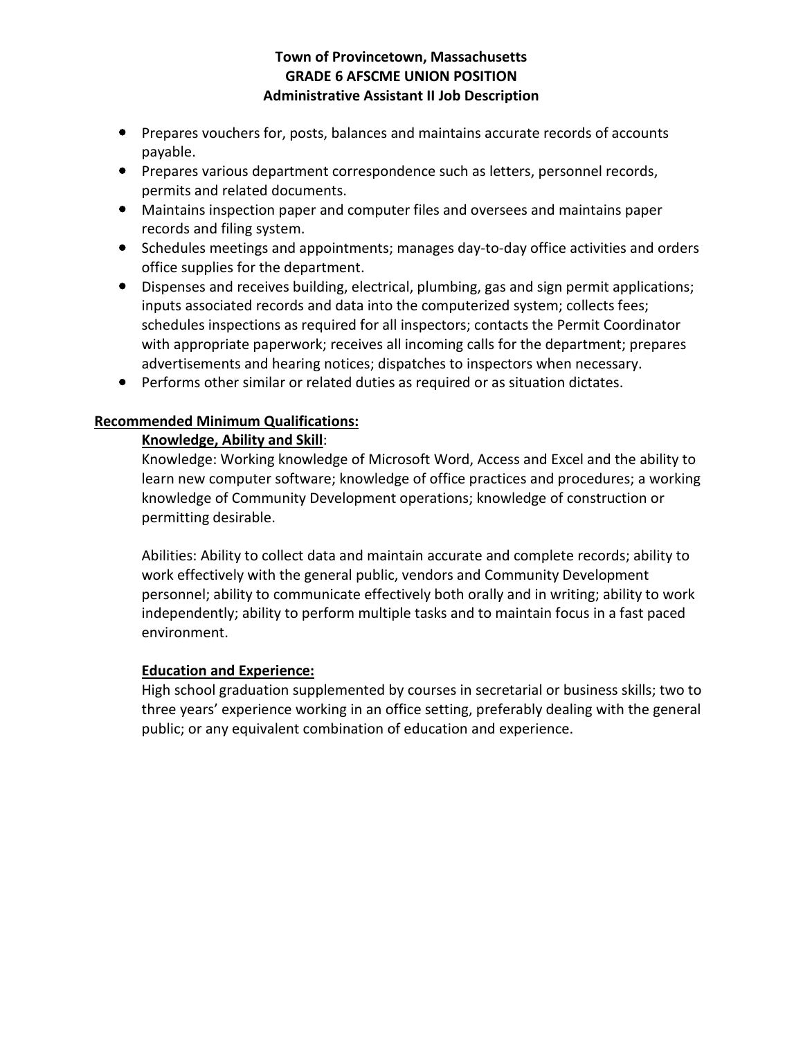- Prepares vouchers for, posts, balances and maintains accurate records of accounts payable.
- Prepares various department correspondence such as letters, personnel records, permits and related documents.
- Maintains inspection paper and computer files and oversees and maintains paper records and filing system.
- Schedules meetings and appointments; manages day-to-day office activities and orders office supplies for the department.
- Dispenses and receives building, electrical, plumbing, gas and sign permit applications; inputs associated records and data into the computerized system; collects fees; schedules inspections as required for all inspectors; contacts the Permit Coordinator with appropriate paperwork; receives all incoming calls for the department; prepares advertisements and hearing notices; dispatches to inspectors when necessary.
- Performs other similar or related duties as required or as situation dictates.

## Recommended Minimum Qualifications:

### Knowledge, Ability and Skill:

Knowledge: Working knowledge of Microsoft Word, Access and Excel and the ability to learn new computer software; knowledge of office practices and procedures; a working knowledge of Community Development operations; knowledge of construction or permitting desirable.

Abilities: Ability to collect data and maintain accurate and complete records; ability to work effectively with the general public, vendors and Community Development personnel; ability to communicate effectively both orally and in writing; ability to work independently; ability to perform multiple tasks and to maintain focus in a fast paced environment.

### Education and Experience:

High school graduation supplemented by courses in secretarial or business skills; two to three years' experience working in an office setting, preferably dealing with the general public; or any equivalent combination of education and experience.